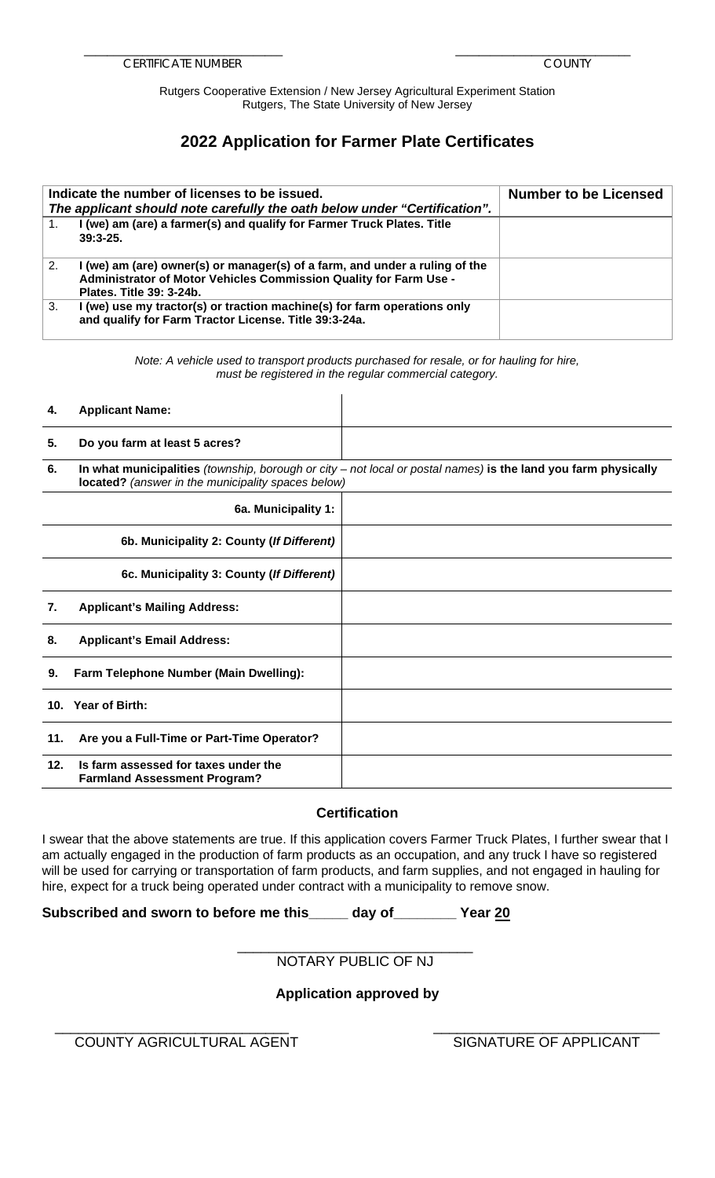\_\_\_\_\_\_\_\_\_\_\_\_\_\_\_\_\_\_\_\_\_\_\_\_\_\_\_\_\_\_ CERTIFICATE NUMBER

\_\_\_\_\_\_\_\_\_\_\_\_\_\_\_\_\_\_\_\_\_\_\_\_\_\_\_\_\_\_ COUNTY

Rutgers Cooperative Extension / New Jersey Agricultural Experiment Station
Rutgers, The State University of New Jersey

# 2022 Application for Farmer Plate Certificates

| **Indicate the number of licenses to be issued.** ***The applicant should note carefully the oath below under "Certification".*** | **Number to be Licensed** |
|---|---|
| 1. **I (we) am (are) a farmer(s) and qualify for Farmer Truck Plates. Title 39:3-25.** | |
| 2. **I (we) am (are) owner(s) or manager(s) of a farm, and under a ruling of the Administrator of Motor Vehicles Commission Quality for Farm Use - Plates. Title 39: 3-24b.** | |
| 3. **I (we) use my tractor(s) or traction machine(s) for farm operations only and qualify for Farm Tractor License. Title 39:3-24a.** | |

*Note: A vehicle used to transport products purchased for resale, or for hauling for hire, must be registered in the regular commercial category.*

| | |
|---|---|
| **4. Applicant Name:** | |
| **5. Do you farm at least 5 acres?** | |
| **6. In what municipalities** *(township, borough or city – not local or postal names)* **is the land you farm physically located?** *(answer in the municipality spaces below)* | |
| **6a. Municipality 1:** | |
| **6b. Municipality 2: County (*If Different*)** | |
| **6c. Municipality 3: County (*If Different*)** | |
| **7. Applicant's Mailing Address:** | |
| **8. Applicant's Email Address:** | |
| **9. Farm Telephone Number (Main Dwelling):** | |
| **10. Year of Birth:** | |
| **11. Are you a Full-Time or Part-Time Operator?** | |
| **12. Is farm assessed for taxes under the Farmland Assessment Program?** | |

## Certification

I swear that the above statements are true. If this application covers Farmer Truck Plates, I further swear that I am actually engaged in the production of farm products as an occupation, and any truck I have so registered will be used for carrying or transportation of farm products, and farm supplies, and not engaged in hauling for hire, expect for a truck being operated under contract with a municipality to remove snow.

**Subscribed and sworn to before me this\_\_\_\_\_ day of\_\_\_\_\_\_\_\_ Year 20**

\_\_\_\_\_\_\_\_\_\_\_\_\_\_\_\_\_\_\_\_\_\_\_\_\_\_\_\_\_\_
NOTARY PUBLIC OF NJ

**Application approved by**

\_\_\_\_\_\_\_\_\_\_\_\_\_\_\_\_\_\_\_\_\_\_\_\_\_\_\_\_\_\_
COUNTY AGRICULTURAL AGENT

\_\_\_\_\_\_\_\_\_\_\_\_\_\_\_\_\_\_\_\_\_\_\_\_\_\_\_\_\_\_
SIGNATURE OF APPLICANT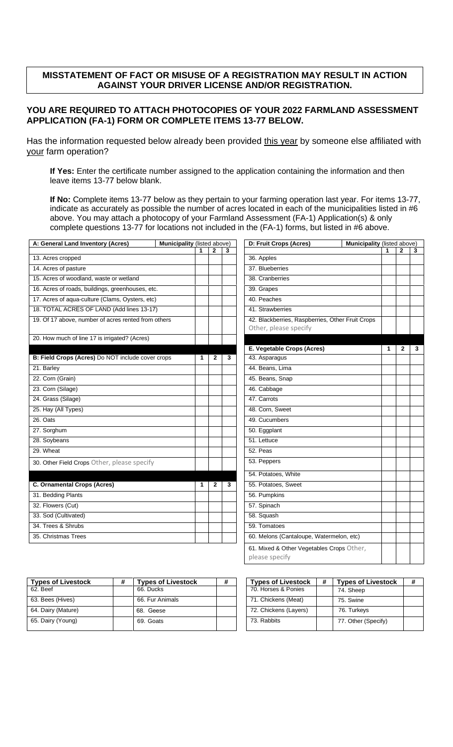**MISSTATEMENT OF FACT OR MISUSE OF A REGISTRATION MAY RESULT IN ACTION AGAINST YOUR DRIVER LICENSE AND/OR REGISTRATION.**

**YOU ARE REQUIRED TO ATTACH PHOTOCOPIES OF YOUR 2022 FARMLAND ASSESSMENT APPLICATION (FA-1) FORM OR COMPLETE ITEMS 13-77 BELOW.**

Has the information requested below already been provided this year by someone else affiliated with your farm operation?

**If Yes:** Enter the certificate number assigned to the application containing the information and then leave items 13-77 below blank.

**If No:** Complete items 13-77 below as they pertain to your farming operation last year. For items 13-77, indicate as accurately as possible the number of acres located in each of the municipalities listed in #6 above. You may attach a photocopy of your Farmland Assessment (FA-1) Application(s) & only complete questions 13-77 for locations not included in the (FA-1) forms, but listed in #6 above.

| A: General Land Inventory (Acres) — Municipality (listed above) | 1 | 2 | 3 |
|---|---|---|---|
| 13. Acres cropped | | | |
| 14. Acres of pasture | | | |
| 15. Acres of woodland, waste or wetland | | | |
| 16. Acres of roads, buildings, greenhouses, etc. | | | |
| 17. Acres of aqua-culture (Clams, Oysters, etc) | | | |
| 18. TOTAL ACRES OF LAND (Add lines 13-17) | | | |
| 19. Of 17 above, number of acres rented from others | | | |
| 20. How much of line 17 is irrigated? (Acres) | | | |

| B: Field Crops (Acres) Do NOT include cover crops | 1 | 2 | 3 |
|---|---|---|---|
| 21. Barley | | | |
| 22. Corn (Grain) | | | |
| 23. Corn (Silage) | | | |
| 24. Grass (Silage) | | | |
| 25. Hay (All Types) | | | |
| 26. Oats | | | |
| 27. Sorghum | | | |
| 28. Soybeans | | | |
| 29. Wheat | | | |
| 30. Other Field Crops Other, please specify | | | |

| C. Ornamental Crops (Acres) | 1 | 2 | 3 |
|---|---|---|---|
| 31. Bedding Plants | | | |
| 32. Flowers (Cut) | | | |
| 33. Sod (Cultivated) | | | |
| 34. Trees & Shrubs | | | |
| 35. Christmas Trees | | | |

| D: Fruit Crops (Acres) — Municipality (listed above) | 1 | 2 | 3 |
|---|---|---|---|
| 36. Apples | | | |
| 37. Blueberries | | | |
| 38. Cranberries | | | |
| 39. Grapes | | | |
| 40. Peaches | | | |
| 41. Strawberries | | | |
| 42. Blackberries, Raspberries, Other Fruit Crops Other, please specify | | | |

| E. Vegetable Crops (Acres) | 1 | 2 | 3 |
|---|---|---|---|
| 43. Asparagus | | | |
| 44. Beans, Lima | | | |
| 45. Beans, Snap | | | |
| 46. Cabbage | | | |
| 47. Carrots | | | |
| 48. Corn, Sweet | | | |
| 49. Cucumbers | | | |
| 50. Eggplant | | | |
| 51. Lettuce | | | |
| 52. Peas | | | |
| 53. Peppers | | | |
| 54. Potatoes, White | | | |
| 55. Potatoes, Sweet | | | |
| 56. Pumpkins | | | |
| 57. Spinach | | | |
| 58. Squash | | | |
| 59. Tomatoes | | | |
| 60. Melons (Cantaloupe, Watermelon, etc) | | | |
| 61. Mixed & Other Vegetables Crops Other, please specify | | | |

| Types of Livestock | # | Types of Livestock | # | Types of Livestock | # | Types of Livestock | # |
|---|---|---|---|---|---|---|---|
| 62. Beef | | 66. Ducks | | 70. Horses & Ponies | | 74. Sheep | |
| 63. Bees (Hives) | | 66. Fur Animals | | 71. Chickens (Meat) | | 75. Swine | |
| 64. Dairy (Mature) | | 68. Geese | | 72. Chickens (Layers) | | 76. Turkeys | |
| 65. Dairy (Young) | | 69. Goats | | 73. Rabbits | | 77. Other (Specify) | |